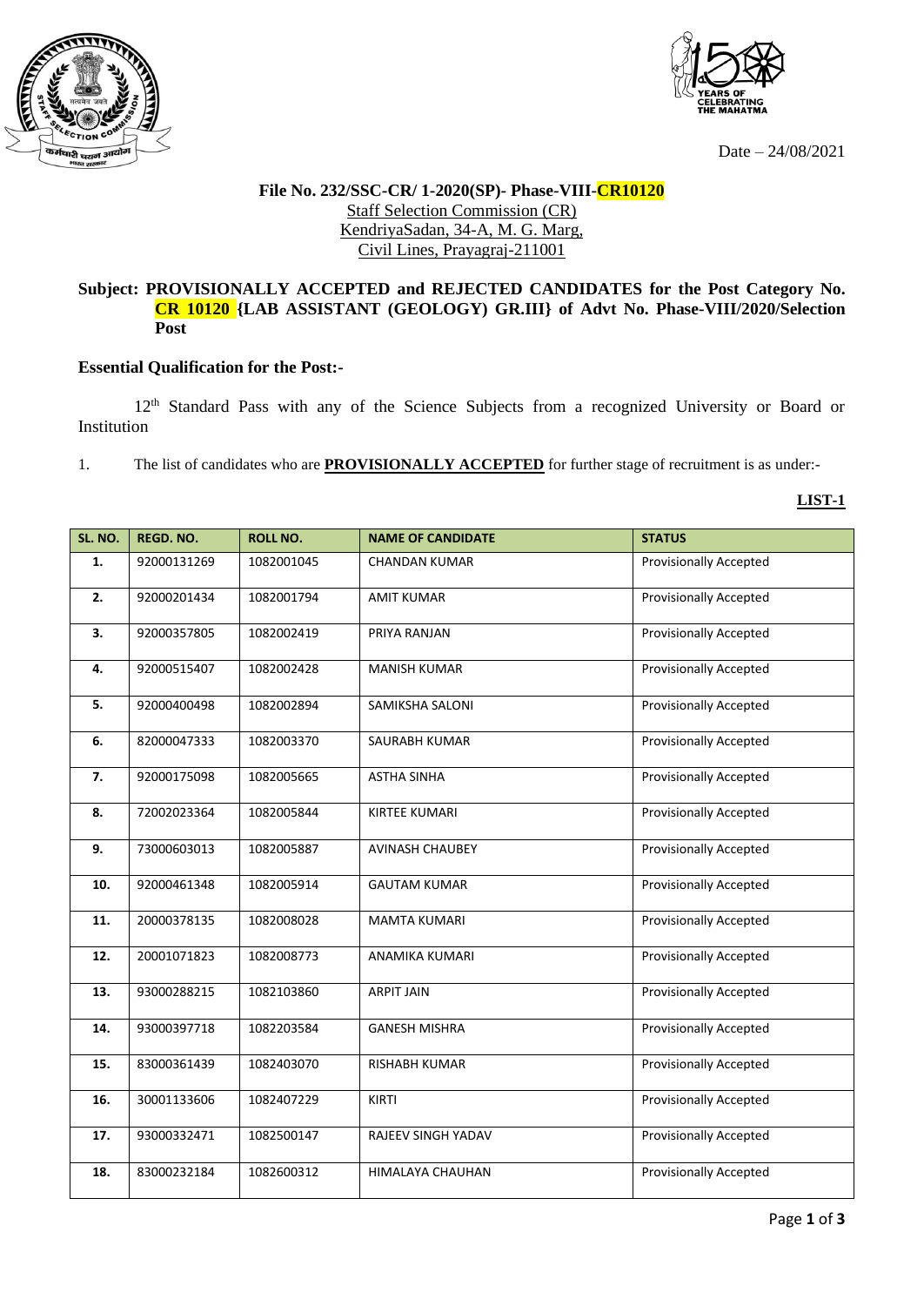Date – 24/08/2021

**File No. 232/SSC-CR/ 1-2020(SP)- Phase-VIII-CR10120**

Staff Selection Commission (CR)
KendriyaSadan, 34-A, M. G. Marg,
Civil Lines, Prayagraj-211001

**Subject: PROVISIONALLY ACCEPTED and REJECTED CANDIDATES for the Post Category No. CR 10120 {LAB ASSISTANT (GEOLOGY) GR.III} of Advt No. Phase-VIII/2020/Selection Post**

**Essential Qualification for the Post:-**

12th Standard Pass with any of the Science Subjects from a recognized University or Board or Institution

1. The list of candidates who are **PROVISIONALLY ACCEPTED** for further stage of recruitment is as under:-

**LIST-1**

| SL. NO. | REGD. NO. | ROLL NO. | NAME OF CANDIDATE | STATUS |
|---|---|---|---|---|
| 1. | 92000131269 | 1082001045 | CHANDAN KUMAR | Provisionally Accepted |
| 2. | 92000201434 | 1082001794 | AMIT KUMAR | Provisionally Accepted |
| 3. | 92000357805 | 1082002419 | PRIYA RANJAN | Provisionally Accepted |
| 4. | 92000515407 | 1082002428 | MANISH KUMAR | Provisionally Accepted |
| 5. | 92000400498 | 1082002894 | SAMIKSHA SALONI | Provisionally Accepted |
| 6. | 82000047333 | 1082003370 | SAURABH KUMAR | Provisionally Accepted |
| 7. | 92000175098 | 1082005665 | ASTHA SINHA | Provisionally Accepted |
| 8. | 72002023364 | 1082005844 | KIRTEE KUMARI | Provisionally Accepted |
| 9. | 73000603013 | 1082005887 | AVINASH CHAUBEY | Provisionally Accepted |
| 10. | 92000461348 | 1082005914 | GAUTAM KUMAR | Provisionally Accepted |
| 11. | 20000378135 | 1082008028 | MAMTA KUMARI | Provisionally Accepted |
| 12. | 20001071823 | 1082008773 | ANAMIKA KUMARI | Provisionally Accepted |
| 13. | 93000288215 | 1082103860 | ARPIT JAIN | Provisionally Accepted |
| 14. | 93000397718 | 1082203584 | GANESH MISHRA | Provisionally Accepted |
| 15. | 83000361439 | 1082403070 | RISHABH KUMAR | Provisionally Accepted |
| 16. | 30001133606 | 1082407229 | KIRTI | Provisionally Accepted |
| 17. | 93000332471 | 1082500147 | RAJEEV SINGH YADAV | Provisionally Accepted |
| 18. | 83000232184 | 1082600312 | HIMALAYA CHAUHAN | Provisionally Accepted |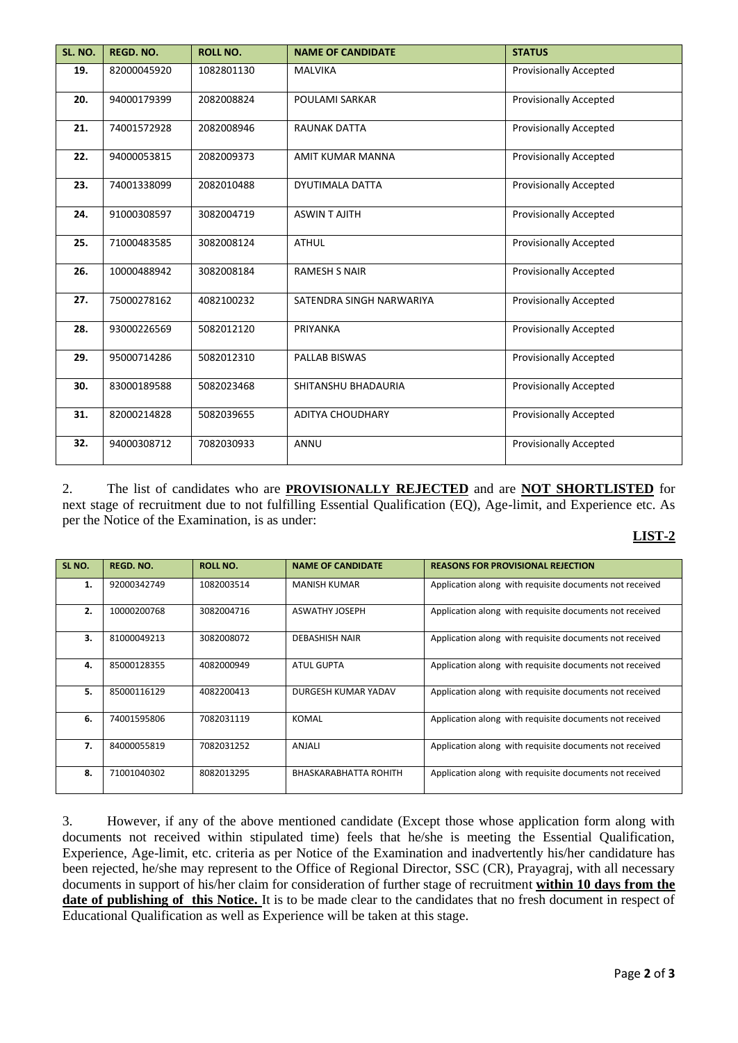| SL. NO. | REGD. NO. | ROLL NO. | NAME OF CANDIDATE | STATUS |
|---|---|---|---|---|
| 19. | 82000045920 | 1082801130 | MALVIKA | Provisionally Accepted |
| 20. | 94000179399 | 2082008824 | POULAMI SARKAR | Provisionally Accepted |
| 21. | 74001572928 | 2082008946 | RAUNAK DATTA | Provisionally Accepted |
| 22. | 94000053815 | 2082009373 | AMIT KUMAR MANNA | Provisionally Accepted |
| 23. | 74001338099 | 2082010488 | DYUTIMALA DATTA | Provisionally Accepted |
| 24. | 91000308597 | 3082004719 | ASWIN T AJITH | Provisionally Accepted |
| 25. | 71000483585 | 3082008124 | ATHUL | Provisionally Accepted |
| 26. | 10000488942 | 3082008184 | RAMESH S NAIR | Provisionally Accepted |
| 27. | 75000278162 | 4082100232 | SATENDRA SINGH NARWARIYA | Provisionally Accepted |
| 28. | 93000226569 | 5082012120 | PRIYANKA | Provisionally Accepted |
| 29. | 95000714286 | 5082012310 | PALLAB BISWAS | Provisionally Accepted |
| 30. | 83000189588 | 5082023468 | SHITANSHU BHADAURIA | Provisionally Accepted |
| 31. | 82000214828 | 5082039655 | ADITYA CHOUDHARY | Provisionally Accepted |
| 32. | 94000308712 | 7082030933 | ANNU | Provisionally Accepted |

2. The list of candidates who are **PROVISIONALLY REJECTED** and are **NOT SHORTLISTED** for next stage of recruitment due to not fulfilling Essential Qualification (EQ), Age-limit, and Experience etc. As per the Notice of the Examination, is as under:

**LIST-2**

| SL NO. | REGD. NO. | ROLL NO. | NAME OF CANDIDATE | REASONS FOR PROVISIONAL REJECTION |
|---|---|---|---|---|
| 1. | 92000342749 | 1082003514 | MANISH KUMAR | Application along with requisite documents not received |
| 2. | 10000200768 | 3082004716 | ASWATHY JOSEPH | Application along with requisite documents not received |
| 3. | 81000049213 | 3082008072 | DEBASHISH NAIR | Application along with requisite documents not received |
| 4. | 85000128355 | 4082000949 | ATUL GUPTA | Application along with requisite documents not received |
| 5. | 85000116129 | 4082200413 | DURGESH KUMAR YADAV | Application along with requisite documents not received |
| 6. | 74001595806 | 7082031119 | KOMAL | Application along with requisite documents not received |
| 7. | 84000055819 | 7082031252 | ANJALI | Application along with requisite documents not received |
| 8. | 71001040302 | 8082013295 | BHASKARABHATTA ROHITH | Application along with requisite documents not received |

3. However, if any of the above mentioned candidate (Except those whose application form along with documents not received within stipulated time) feels that he/she is meeting the Essential Qualification, Experience, Age-limit, etc. criteria as per Notice of the Examination and inadvertently his/her candidature has been rejected, he/she may represent to the Office of Regional Director, SSC (CR), Prayagraj, with all necessary documents in support of his/her claim for consideration of further stage of recruitment **within 10 days from the date of publishing of this Notice.** It is to be made clear to the candidates that no fresh document in respect of Educational Qualification as well as Experience will be taken at this stage.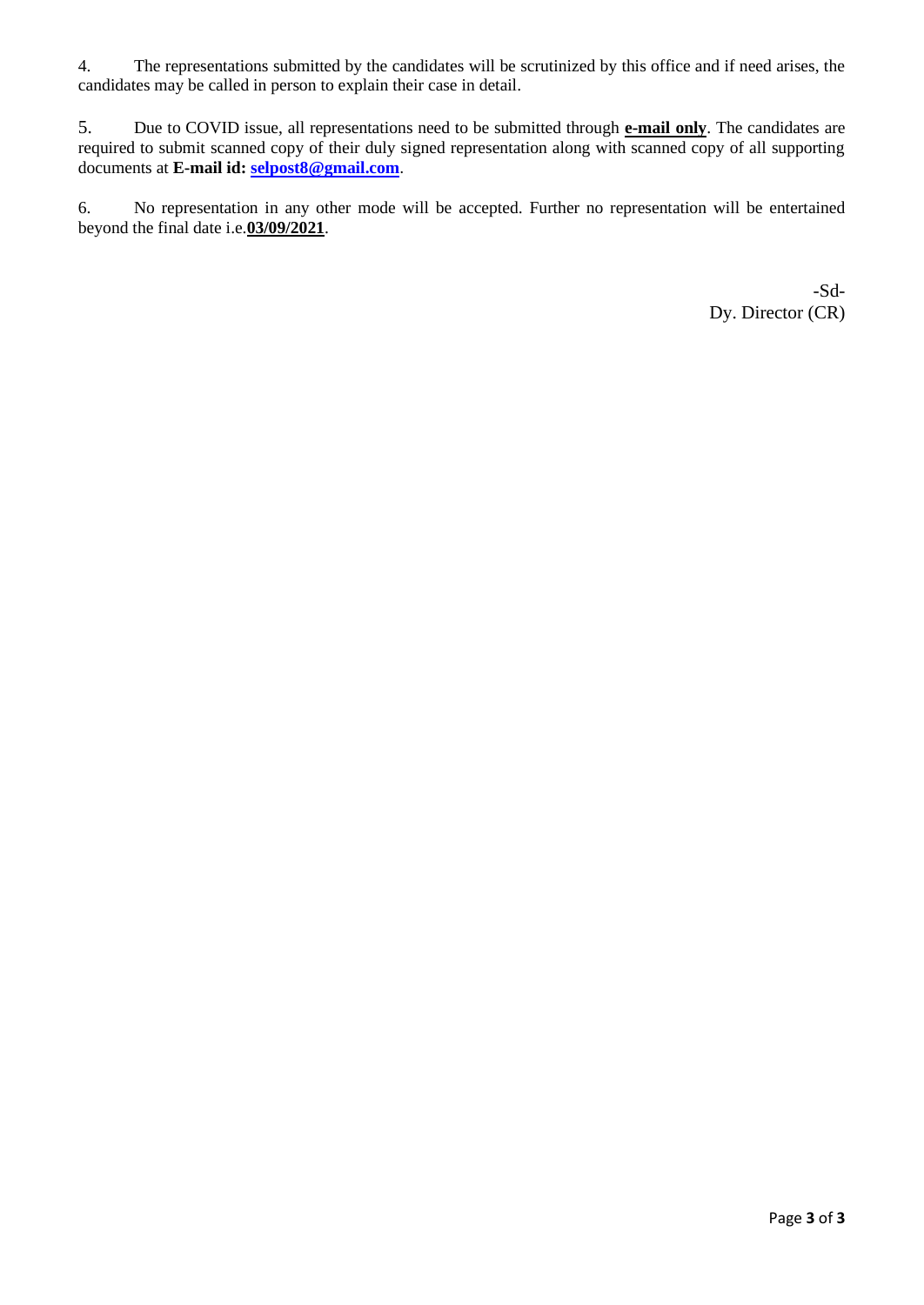4. The representations submitted by the candidates will be scrutinized by this office and if need arises, the candidates may be called in person to explain their case in detail.

5. Due to COVID issue, all representations need to be submitted through **e-mail only**. The candidates are required to submit scanned copy of their duly signed representation along with scanned copy of all supporting documents at **E-mail id: selpost8@gmail.com**.

6. No representation in any other mode will be accepted. Further no representation will be entertained beyond the final date i.e.**03/09/2021**.

-Sd-
Dy. Director (CR)